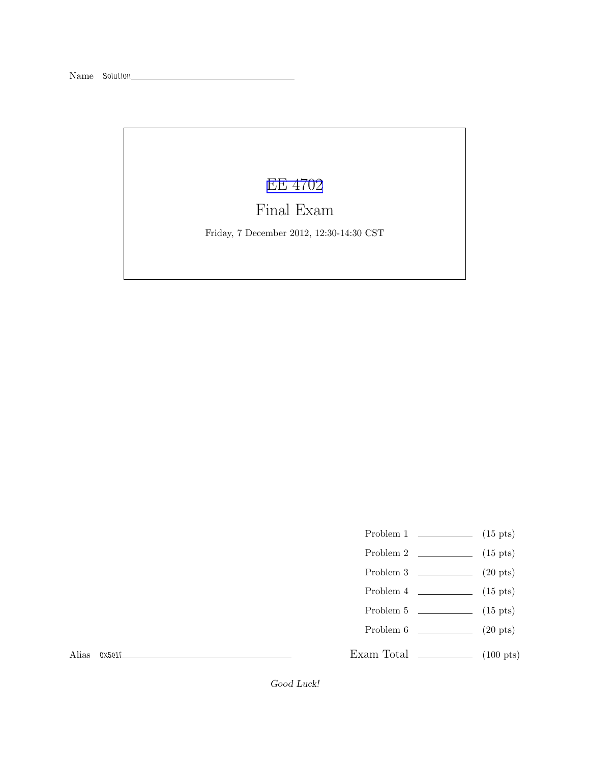Name Solution

# EE 4702

## Final Exam

Friday, 7 December 2012, 12:30-14:30 CST

| | | |
|---|---|---|
| Problem 1 | ______ | (15 pts) |
| Problem 2 | ______ | (15 pts) |
| Problem 3 | ______ | (20 pts) |
| Problem 4 | ______ | (15 pts) |
| Problem 5 | ______ | (15 pts) |
| Problem 6 | ______ | (20 pts) |
| Exam Total | ______ | (100 pts) |

Alias 0x5e1f

*Good Luck!*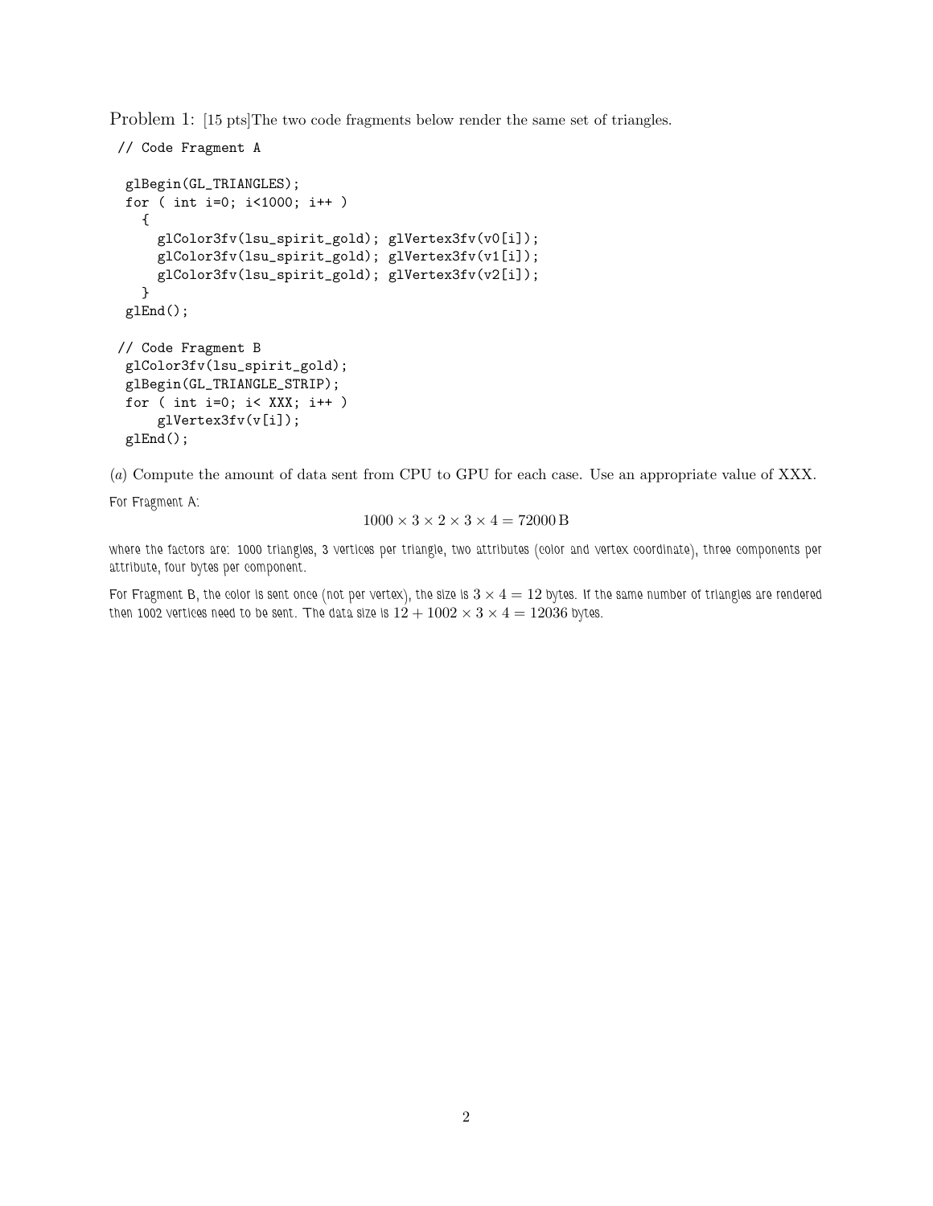Problem 1: [15 pts]The two code fragments below render the same set of triangles.

```
// Code Fragment A

  glBegin(GL_TRIANGLES);
  for ( int i=0; i<1000; i++ )
    {
      glColor3fv(lsu_spirit_gold); glVertex3fv(v0[i]);
      glColor3fv(lsu_spirit_gold); glVertex3fv(v1[i]);
      glColor3fv(lsu_spirit_gold); glVertex3fv(v2[i]);
    }
  glEnd();

 // Code Fragment B
  glColor3fv(lsu_spirit_gold);
  glBegin(GL_TRIANGLE_STRIP);
  for ( int i=0; i< XXX; i++ )
      glVertex3fv(v[i]);
  glEnd();
```

(*a*) Compute the amount of data sent from CPU to GPU for each case. Use an appropriate value of XXX.

For Fragment A:

$$1000 \times 3 \times 2 \times 3 \times 4 = 72000\,\mathrm{B}$$

where the factors are: 1000 triangles, 3 vertices per triangle, two attributes (color and vertex coordinate), three components per attribute, four bytes per component.

For Fragment B, the color is sent once (not per vertex), the size is $3 \times 4 = 12$ bytes. If the same number of triangles are rendered then 1002 vertices need to be sent. The data size is $12 + 1002 \times 3 \times 4 = 12036$ bytes.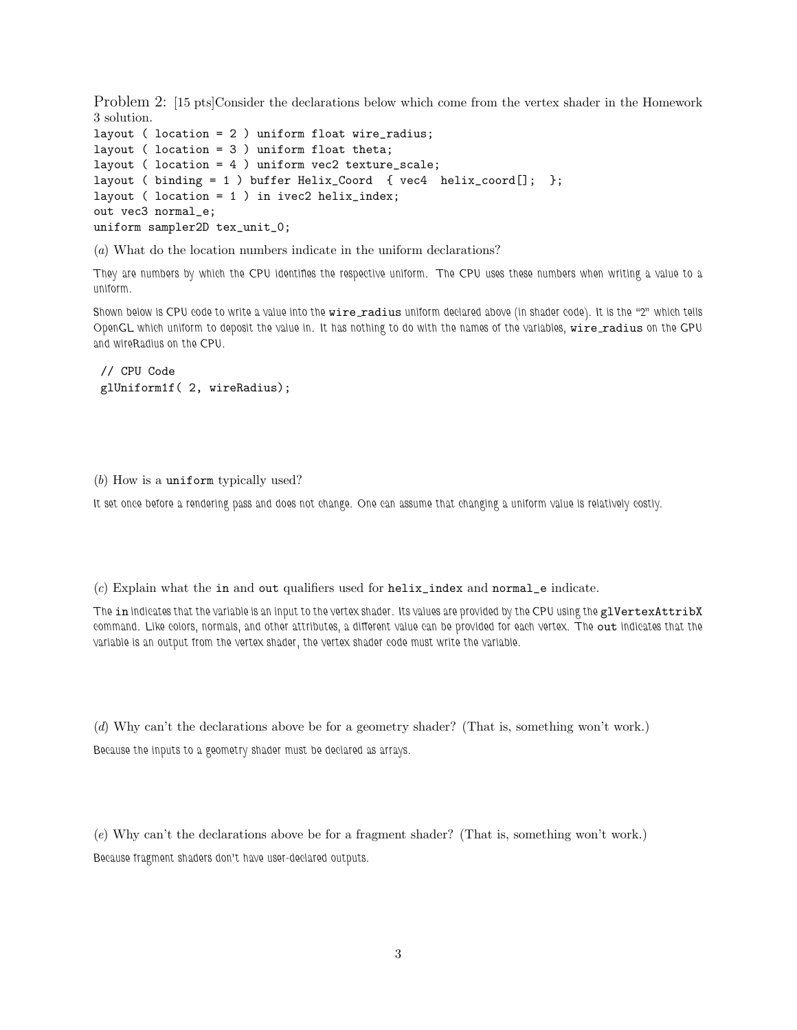Problem 2: [15 pts]Consider the declarations below which come from the vertex shader in the Homework 3 solution.

```
layout ( location = 2 ) uniform float wire_radius;
layout ( location = 3 ) uniform float theta;
layout ( location = 4 ) uniform vec2 texture_scale;
layout ( binding = 1 ) buffer Helix_Coord  { vec4  helix_coord[];  };
layout ( location = 1 ) in ivec2 helix_index;
out vec3 normal_e;
uniform sampler2D tex_unit_0;
```

(*a*) What do the location numbers indicate in the uniform declarations?

They are numbers by which the CPU identifies the respective uniform. The CPU uses these numbers when writing a value to a uniform.

Shown below is CPU code to write a value into the `wire_radius` uniform declared above (in shader code). It is the "2" which tells OpenGL which uniform to deposit the value in. It has nothing to do with the names of the variables, `wire_radius` on the GPU and wireRadius on the CPU.

```
// CPU Code
glUniform1f( 2, wireRadius);
```

(*b*) How is a `uniform` typically used?

It set once before a rendering pass and does not change. One can assume that changing a uniform value is relatively costly.

(*c*) Explain what the `in` and `out` qualifiers used for `helix_index` and `normal_e` indicate.

The `in` indicates that the variable is an input to the vertex shader. Its values are provided by the CPU using the `glVertexAttribX` command. Like colors, normals, and other attributes, a different value can be provided for each vertex. The `out` indicates that the variable is an output from the vertex shader, the vertex shader code must write the variable.

(*d*) Why can't the declarations above be for a geometry shader? (That is, something won't work.)

Because the inputs to a geometry shader must be declared as arrays.

(*e*) Why can't the declarations above be for a fragment shader? (That is, something won't work.)

Because fragment shaders don't have user-declared outputs.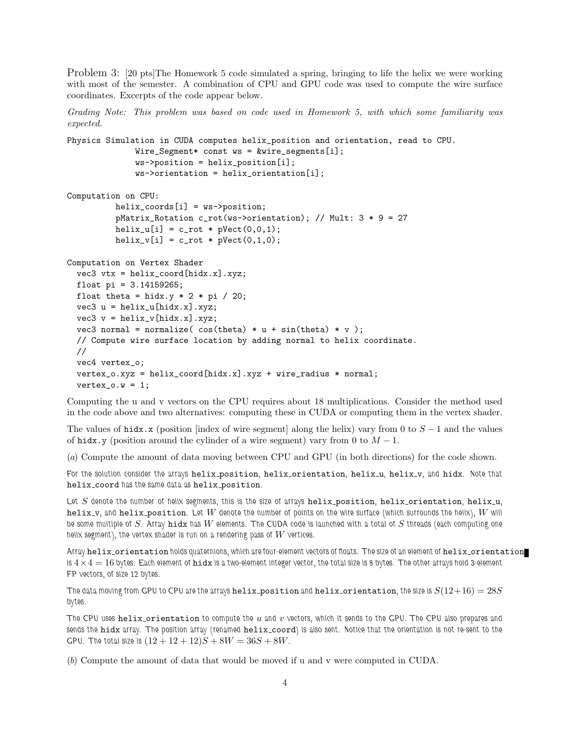Problem 3: [20 pts]The Homework 5 code simulated a spring, bringing to life the helix we were working with most of the semester. A combination of CPU and GPU code was used to compute the wire surface coordinates. Excerpts of the code appear below.

*Grading Note: This problem was based on code used in Homework 5, with which some familiarity was expected.*

```
Physics Simulation in CUDA computes helix_position and orientation, read to CPU.
              Wire_Segment* const ws = &wire_segments[i];
              ws->position = helix_position[i];
              ws->orientation = helix_orientation[i];

Computation on CPU:
          helix_coords[i] = ws->position;
          pMatrix_Rotation c_rot(ws->orientation); // Mult: 3 * 9 = 27
          helix_u[i] = c_rot * pVect(0,0,1);
          helix_v[i] = c_rot * pVect(0,1,0);

Computation on Vertex Shader
  vec3 vtx = helix_coord[hidx.x].xyz;
  float pi = 3.14159265;
  float theta = hidx.y * 2 * pi / 20;
  vec3 u = helix_u[hidx.x].xyz;
  vec3 v = helix_v[hidx.x].xyz;
  vec3 normal = normalize( cos(theta) * u + sin(theta) * v );
  // Compute wire surface location by adding normal to helix coordinate.
  //
  vec4 vertex_o;
  vertex_o.xyz = helix_coord[hidx.x].xyz + wire_radius * normal;
  vertex_o.w = 1;
```

Computing the u and v vectors on the CPU requires about 18 multiplications. Consider the method used in the code above and two alternatives: computing these in CUDA or computing them in the vertex shader.

The values of `hidx.x` (position [index of wire segment] along the helix) vary from 0 to $S-1$ and the values of `hidx.y` (position around the cylinder of a wire segment) vary from 0 to $M-1$.

(*a*) Compute the amount of data moving between CPU and GPU (in both directions) for the code shown.

For the solution consider the arrays **helix_position**, **helix_orientation**, **helix_u**, **helix_v**, and **hidx**. Note that **helix_coord** has the same data as **helix_position**.

Let $S$ denote the number of helix segments, this is the size of arrays **helix_position**, **helix_orientation**, **helix_u**, **helix_v**, and **helix_position**. Let $W$ denote the number of points on the wire surface (which surrounds the helix), $W$ will be some multiple of $S$. Array **hidx** has $W$ elements. The CUDA code is launched with a total of $S$ threads (each computing one helix segment), the vertex shader is run on a rendering pass of $W$ vertices.

Array **helix_orientation** holds quaternions, which are four-element vectors of floats. The size of an element of **helix_orientation** is $4 \times 4 = 16$ bytes. Each element of **hidx** is a two-element integer vector, the total size is 8 bytes. The other arrays hold 3-element FP vectors, of size 12 bytes.

The data moving from GPU to CPU are the arrays **helix_position** and **helix_orientation**, the size is $S(12+16) = 28S$ bytes.

The CPU uses **helix_orientation** to compute the $u$ and $v$ vectors, which it sends to the GPU. The CPU also prepares and sends the **hidx** array. The position array (renamed **helix_coord**) is also sent. Notice that the orientation is not re-sent to the GPU. The total size is $(12+12+12)S + 8W = 36S + 8W$.

(*b*) Compute the amount of data that would be moved if u and v were computed in CUDA.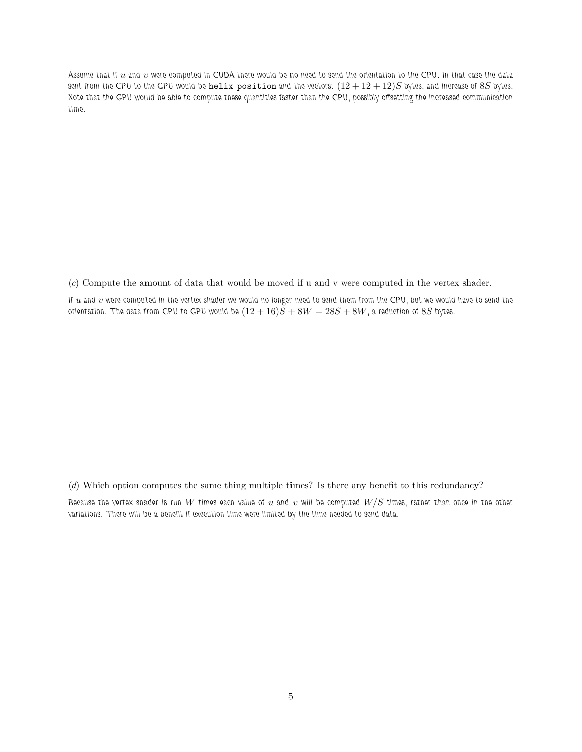Assume that if $u$ and $v$ were computed in CUDA there would be no need to send the orientation to the CPU. In that case the data sent from the CPU to the GPU would be `helix_position` and the vectors: $(12 + 12 + 12)S$ bytes, and increase of $8S$ bytes. Note that the GPU would be able to compute these quantities faster than the CPU, possibly offsetting the increased communication time.

(*c*) Compute the amount of data that would be moved if u and v were computed in the vertex shader.

If $u$ and $v$ were computed in the vertex shader we would no longer need to send them from the CPU, but we would have to send the orientation. The data from CPU to GPU would be $(12 + 16)S + 8W = 28S + 8W$, a reduction of $8S$ bytes.

(*d*) Which option computes the same thing multiple times? Is there any benefit to this redundancy?

Because the vertex shader is run $W$ times each value of $u$ and $v$ will be computed $W/S$ times, rather than once in the other variations. There will be a benefit if execution time were limited by the time needed to send data.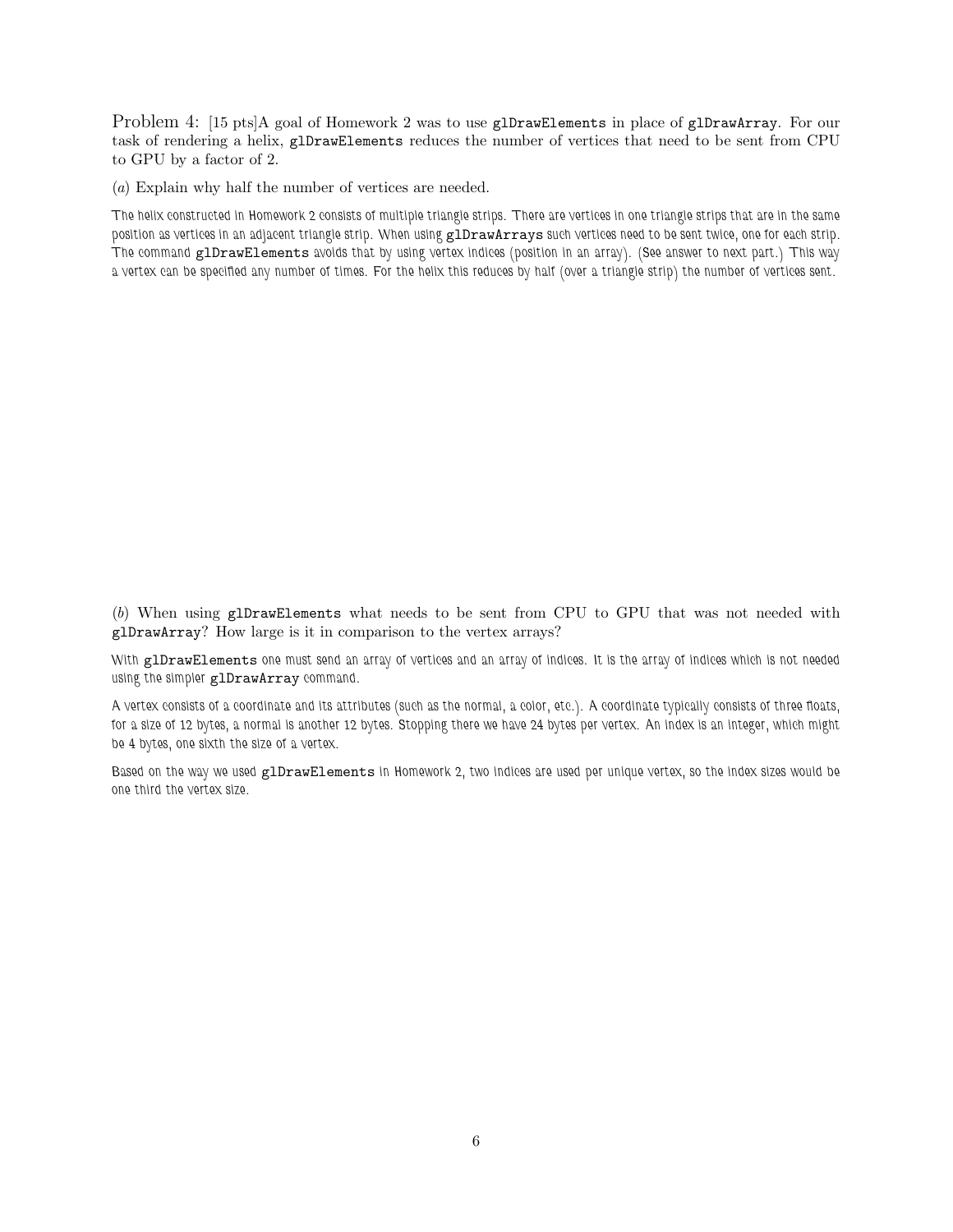Problem 4: [15 pts]A goal of Homework 2 was to use `glDrawElements` in place of `glDrawArray`. For our task of rendering a helix, `glDrawElements` reduces the number of vertices that need to be sent from CPU to GPU by a factor of 2.

(*a*) Explain why half the number of vertices are needed.

The helix constructed in Homework 2 consists of multiple triangle strips. There are vertices in one triangle strips that are in the same position as vertices in an adjacent triangle strip. When using `glDrawArrays` such vertices need to be sent twice, one for each strip. The command `glDrawElements` avoids that by using vertex indices (position in an array). (See answer to next part.) This way a vertex can be specified any number of times. For the helix this reduces by half (over a triangle strip) the number of vertices sent.

(*b*) When using `glDrawElements` what needs to be sent from CPU to GPU that was not needed with `glDrawArray`? How large is it in comparison to the vertex arrays?

With `glDrawElements` one must send an array of vertices and an array of indices. It is the array of indices which is not needed using the simpler `glDrawArray` command.

A vertex consists of a coordinate and its attributes (such as the normal, a color, etc.). A coordinate typically consists of three floats, for a size of 12 bytes, a normal is another 12 bytes. Stopping there we have 24 bytes per vertex. An index is an integer, which might be 4 bytes, one sixth the size of a vertex.

Based on the way we used `glDrawElements` in Homework 2, two indices are used per unique vertex, so the index sizes would be one third the vertex size.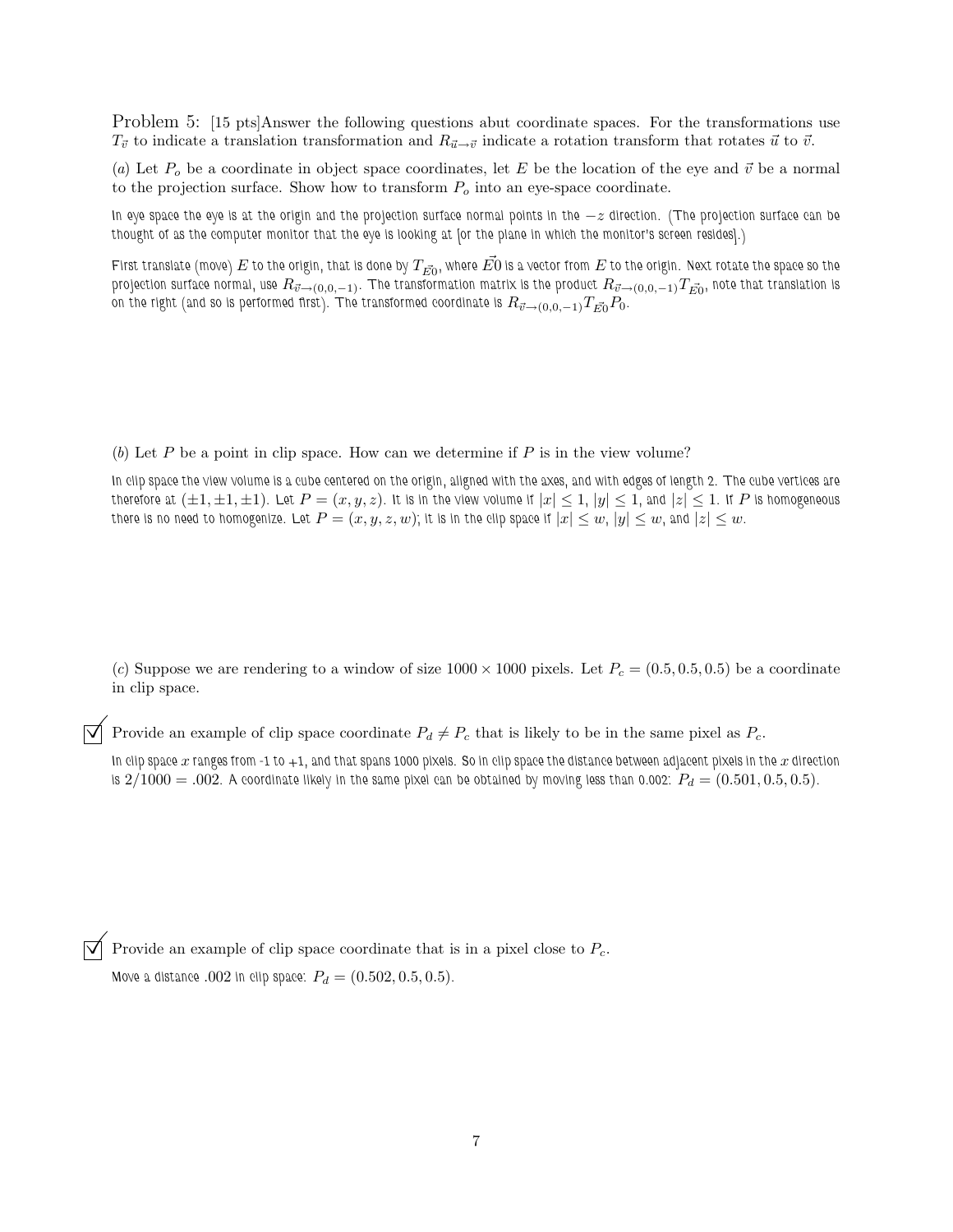Problem 5: [15 pts]Answer the following questions abut coordinate spaces. For the transformations use $T_{\vec{v}}$ to indicate a translation transformation and $R_{\vec{u}\to\vec{v}}$ indicate a rotation transform that rotates $\vec{u}$ to $\vec{v}$.

(*a*) Let $P_o$ be a coordinate in object space coordinates, let $E$ be the location of the eye and $\vec{v}$ be a normal to the projection surface. Show how to transform $P_o$ into an eye-space coordinate.

In eye space the eye is at the origin and the projection surface normal points in the $-z$ direction. (The projection surface can be thought of as the computer monitor that the eye is looking at [or the plane in which the monitor's screen resides].)

First translate (move) $E$ to the origin, that is done by $T_{\vec{E0}}$, where $\vec{E0}$ is a vector from $E$ to the origin. Next rotate the space so the projection surface normal, use $R_{\vec{v}\to(0,0,-1)}$. The transformation matrix is the product $R_{\vec{v}\to(0,0,-1)}T_{\vec{E0}}$, note that translation is on the right (and so is performed first). The transformed coordinate is $R_{\vec{v}\to(0,0,-1)}T_{\vec{E0}}P_0$.

(*b*) Let $P$ be a point in clip space. How can we determine if $P$ is in the view volume?

In clip space the view volume is a cube centered on the origin, aligned with the axes, and with edges of length 2. The cube vertices are therefore at $(\pm1,\pm1,\pm1)$. Let $P = (x, y, z)$. It is in the view volume if $|x| \leq 1$, $|y| \leq 1$, and $|z| \leq 1$. If $P$ is homogeneous there is no need to homogenize. Let $P = (x, y, z, w)$; it is in the clip space if $|x| \leq w$, $|y| \leq w$, and $|z| \leq w$.

(*c*) Suppose we are rendering to a window of size $1000 \times 1000$ pixels. Let $P_c = (0.5, 0.5, 0.5)$ be a coordinate in clip space.

- [x] Provide an example of clip space coordinate $P_d \neq P_c$ that is likely to be in the same pixel as $P_c$.

In clip space $x$ ranges from -1 to +1, and that spans 1000 pixels. So in clip space the distance between adjacent pixels in the $x$ direction is $2/1000 = .002$. A coordinate likely in the same pixel can be obtained by moving less than 0.002: $P_d = (0.501, 0.5, 0.5)$.

- [x] Provide an example of clip space coordinate that is in a pixel close to $P_c$.

Move a distance .002 in clip space: $P_d = (0.502, 0.5, 0.5)$.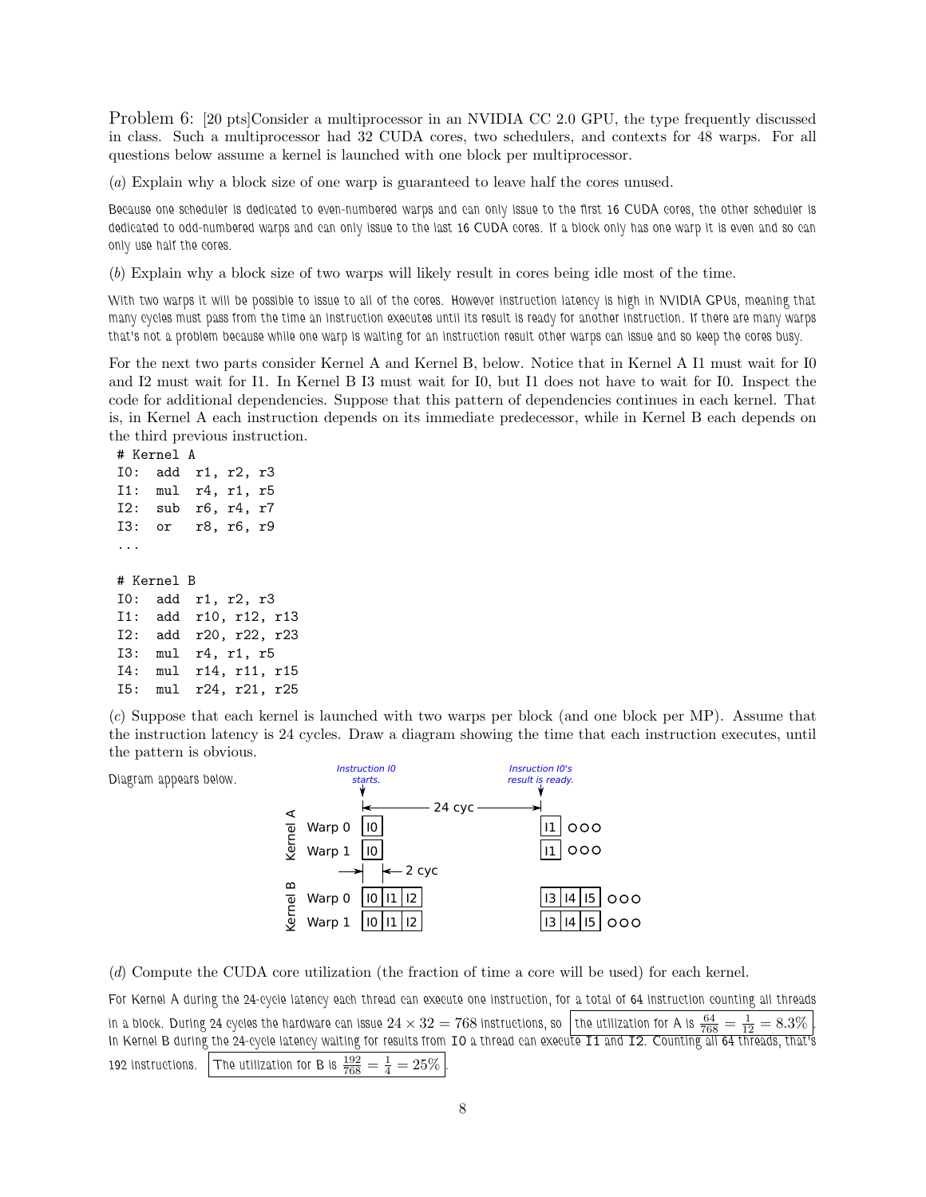Problem 6: [20 pts]Consider a multiprocessor in an NVIDIA CC 2.0 GPU, the type frequently discussed in class. Such a multiprocessor had 32 CUDA cores, two schedulers, and contexts for 48 warps. For all questions below assume a kernel is launched with one block per multiprocessor.

(*a*) Explain why a block size of one warp is guaranteed to leave half the cores unused.

Because one scheduler is dedicated to even-numbered warps and can only issue to the first 16 CUDA cores, the other scheduler is dedicated to odd-numbered warps and can only issue to the last 16 CUDA cores. If a block only has one warp it is even and so can only use half the cores.

(*b*) Explain why a block size of two warps will likely result in cores being idle most of the time.

With two warps it will be possible to issue to all of the cores. However instruction latency is high in NVIDIA GPUs, meaning that many cycles must pass from the time an instruction executes until its result is ready for another instruction. If there are many warps that's not a problem because while one warp is waiting for an instruction result other warps can issue and so keep the cores busy.

For the next two parts consider Kernel A and Kernel B, below. Notice that in Kernel A I1 must wait for I0 and I2 must wait for I1. In Kernel B I3 must wait for I0, but I1 does not have to wait for I0. Inspect the code for additional dependencies. Suppose that this pattern of dependencies continues in each kernel. That is, in Kernel A each instruction depends on its immediate predecessor, while in Kernel B each depends on the third previous instruction.

```
# Kernel A
I0:  add  r1, r2, r3
I1:  mul  r4, r1, r5
I2:  sub  r6, r4, r7
I3:  or   r8, r6, r9
...

# Kernel B
I0:  add  r1, r2, r3
I1:  add  r10, r12, r13
I2:  add  r20, r22, r23
I3:  mul  r4, r1, r5
I4:  mul  r14, r11, r15
I5:  mul  r24, r21, r25
```

(*c*) Suppose that each kernel is launched with two warps per block (and one block per MP). Assume that the instruction latency is 24 cycles. Draw a diagram showing the time that each instruction executes, until the pattern is obvious.

Diagram appears below.

Instruction I0 starts.
Insruction I0's result is ready.
24 cyc
Kernel A
Warp 0 I0 I1 ○○○
Warp 1 I0 I1 ○○○
2 cyc
Kernel B
Warp 0 I0 I1 I2 I3 I4 I5 ○○○
Warp 1 I0 I1 I2 I3 I4 I5 ○○○

(*d*) Compute the CUDA core utilization (the fraction of time a core will be used) for each kernel.

For Kernel A during the 24-cycle latency each thread can execute one instruction, for a total of 64 instruction counting all threads in a block. During 24 cycles the hardware can issue $24 \times 32 = 768$ instructions, so **the utilization for A is $\frac{64}{768} = \frac{1}{12} = 8.3\%$**. In Kernel B during the 24-cycle latency waiting for results from I0 a thread can execute I1 and I2. Counting all 64 threads, that's 192 instructions. **The utilization for B is $\frac{192}{768} = \frac{1}{4} = 25\%$**.